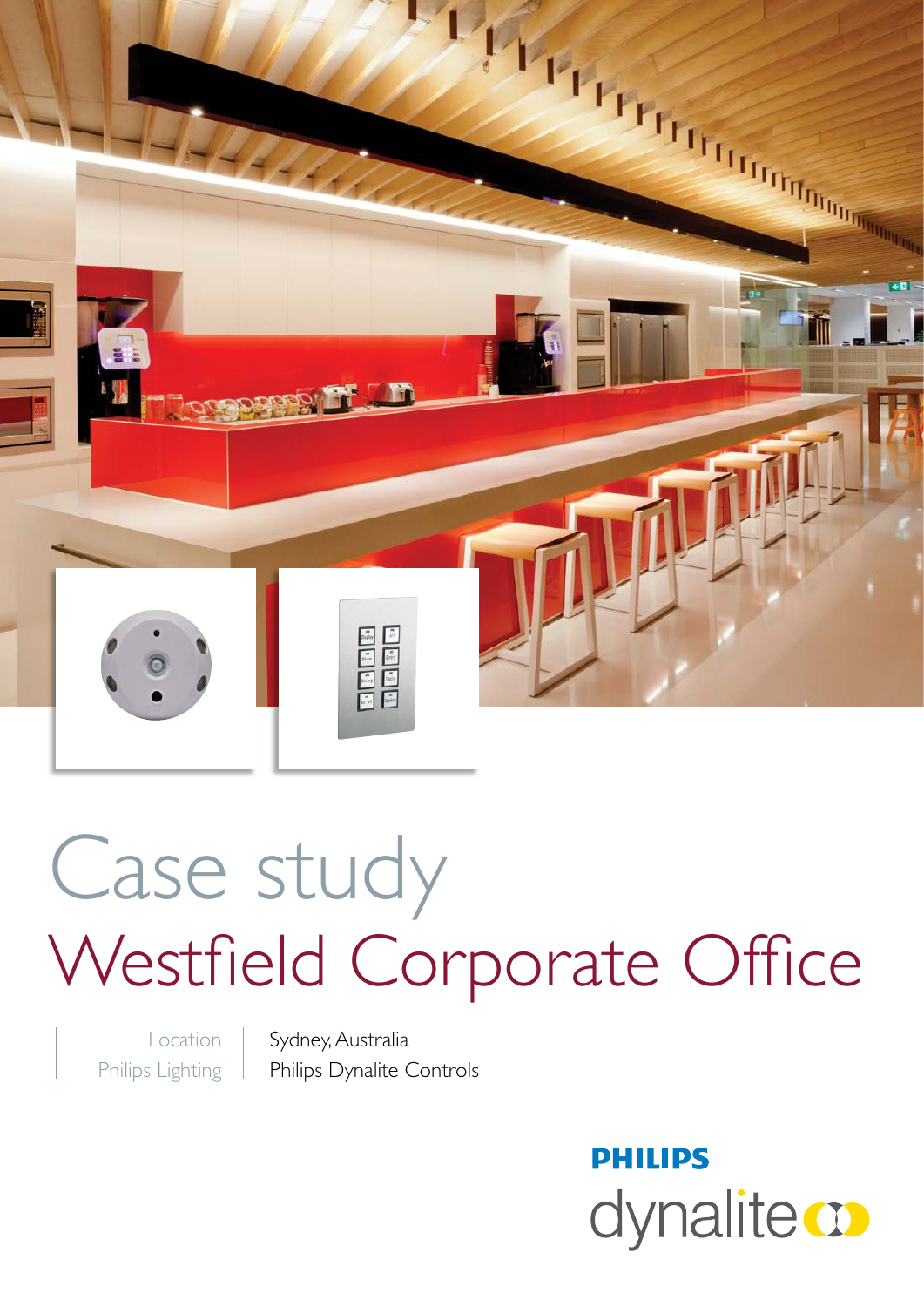# Case study

## Westfield Corporate Office

| Location | Sydney, Australia |
| --- | --- |
| Philips Lighting | Philips Dynalite Controls |

PHILIPS

dynalite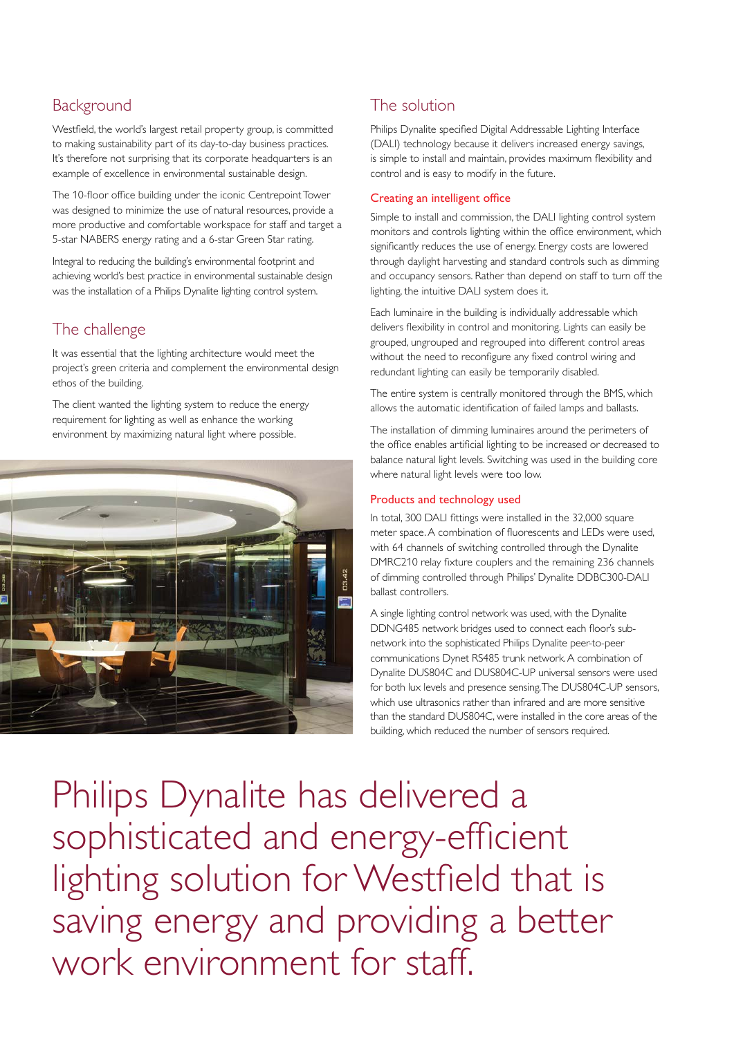## Background

Westfield, the world's largest retail property group, is committed to making sustainability part of its day-to-day business practices. It's therefore not surprising that its corporate headquarters is an example of excellence in environmental sustainable design.

The 10-floor office building under the iconic Centrepoint Tower was designed to minimize the use of natural resources, provide a more productive and comfortable workspace for staff and target a 5-star NABERS energy rating and a 6-star Green Star rating.

Integral to reducing the building's environmental footprint and achieving world's best practice in environmental sustainable design was the installation of a Philips Dynalite lighting control system.

## The challenge

It was essential that the lighting architecture would meet the project's green criteria and complement the environmental design ethos of the building.

The client wanted the lighting system to reduce the energy requirement for lighting as well as enhance the working environment by maximizing natural light where possible.

## The solution

Philips Dynalite specified Digital Addressable Lighting Interface (DALI) technology because it delivers increased energy savings, is simple to install and maintain, provides maximum flexibility and control and is easy to modify in the future.

### Creating an intelligent office

Simple to install and commission, the DALI lighting control system monitors and controls lighting within the office environment, which significantly reduces the use of energy. Energy costs are lowered through daylight harvesting and standard controls such as dimming and occupancy sensors. Rather than depend on staff to turn off the lighting, the intuitive DALI system does it.

Each luminaire in the building is individually addressable which delivers flexibility in control and monitoring. Lights can easily be grouped, ungrouped and regrouped into different control areas without the need to reconfigure any fixed control wiring and redundant lighting can easily be temporarily disabled.

The entire system is centrally monitored through the BMS, which allows the automatic identification of failed lamps and ballasts.

The installation of dimming luminaires around the perimeters of the office enables artificial lighting to be increased or decreased to balance natural light levels. Switching was used in the building core where natural light levels were too low.

### Products and technology used

In total, 300 DALI fittings were installed in the 32,000 square meter space. A combination of fluorescents and LEDs were used, with 64 channels of switching controlled through the Dynalite DMRC210 relay fixture couplers and the remaining 236 channels of dimming controlled through Philips' Dynalite DDBC300-DALI ballast controllers.

A single lighting control network was used, with the Dynalite DDNG485 network bridges used to connect each floor's sub-network into the sophisticated Philips Dynalite peer-to-peer communications Dynet RS485 trunk network. A combination of Dynalite DUS804C and DUS804C-UP universal sensors were used for both lux levels and presence sensing. The DUS804C-UP sensors, which use ultrasonics rather than infrared and are more sensitive than the standard DUS804C, were installed in the core areas of the building, which reduced the number of sensors required.

# Philips Dynalite has delivered a sophisticated and energy-efficient lighting solution for Westfield that is saving energy and providing a better work environment for staff.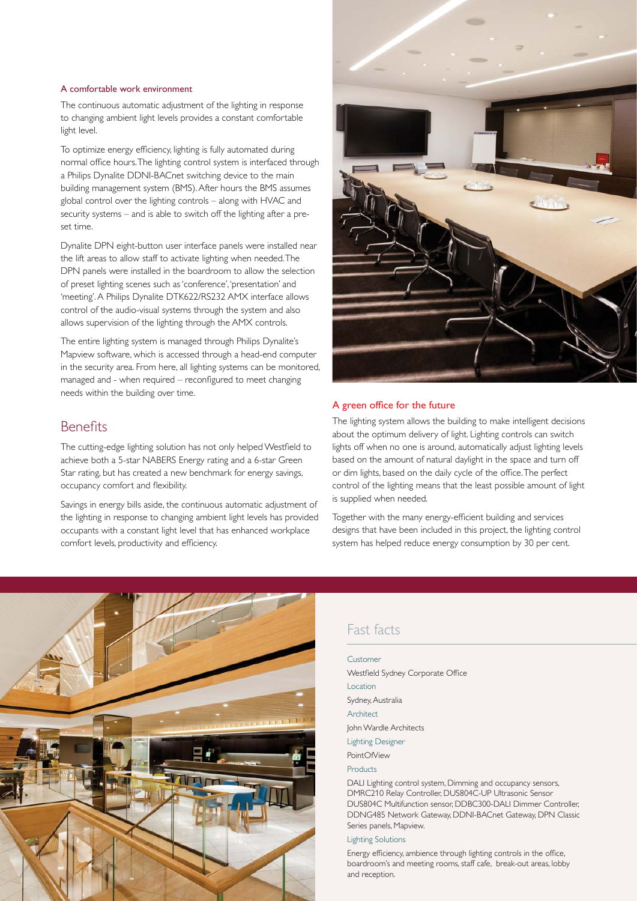### A comfortable work environment

The continuous automatic adjustment of the lighting in response to changing ambient light levels provides a constant comfortable light level.

To optimize energy efficiency, lighting is fully automated during normal office hours. The lighting control system is interfaced through a Philips Dynalite DDNI-BACnet switching device to the main building management system (BMS). After hours the BMS assumes global control over the lighting controls – along with HVAC and security systems – and is able to switch off the lighting after a pre-set time.

Dynalite DPN eight-button user interface panels were installed near the lift areas to allow staff to activate lighting when needed. The DPN panels were installed in the boardroom to allow the selection of preset lighting scenes such as 'conference', 'presentation' and 'meeting'. A Philips Dynalite DTK622/RS232 AMX interface allows control of the audio-visual systems through the system and also allows supervision of the lighting through the AMX controls.

The entire lighting system is managed through Philips Dynalite's Mapview software, which is accessed through a head-end computer in the security area. From here, all lighting systems can be monitored, managed and - when required – reconfigured to meet changing needs within the building over time.

## Benefits

The cutting-edge lighting solution has not only helped Westfield to achieve both a 5-star NABERS Energy rating and a 6-star Green Star rating, but has created a new benchmark for energy savings, occupancy comfort and flexibility.

Savings in energy bills aside, the continuous automatic adjustment of the lighting in response to changing ambient light levels has provided occupants with a constant light level that has enhanced workplace comfort levels, productivity and efficiency.

### A green office for the future

The lighting system allows the building to make intelligent decisions about the optimum delivery of light. Lighting controls can switch lights off when no one is around, automatically adjust lighting levels based on the amount of natural daylight in the space and turn off or dim lights, based on the daily cycle of the office. The perfect control of the lighting means that the least possible amount of light is supplied when needed.

Together with the many energy-efficient building and services designs that have been included in this project, the lighting control system has helped reduce energy consumption by 30 per cent.

## Fast facts

**Customer**
Westfield Sydney Corporate Office

**Location**
Sydney, Australia

**Architect**
John Wardle Architects

**Lighting Designer**
PointOfView

**Products**
DALI Lighting control system, Dimming and occupancy sensors, DMRC210 Relay Controller, DUS804C-UP Ultrasonic Sensor DUS804C Multifunction sensor, DDBC300-DALI Dimmer Controller, DDNG485 Network Gateway, DDNI-BACnet Gateway, DPN Classic Series panels, Mapview.

**Lighting Solutions**
Energy efficiency, ambience through lighting controls in the office, boardroom's and meeting rooms, staff cafe, break-out areas, lobby and reception.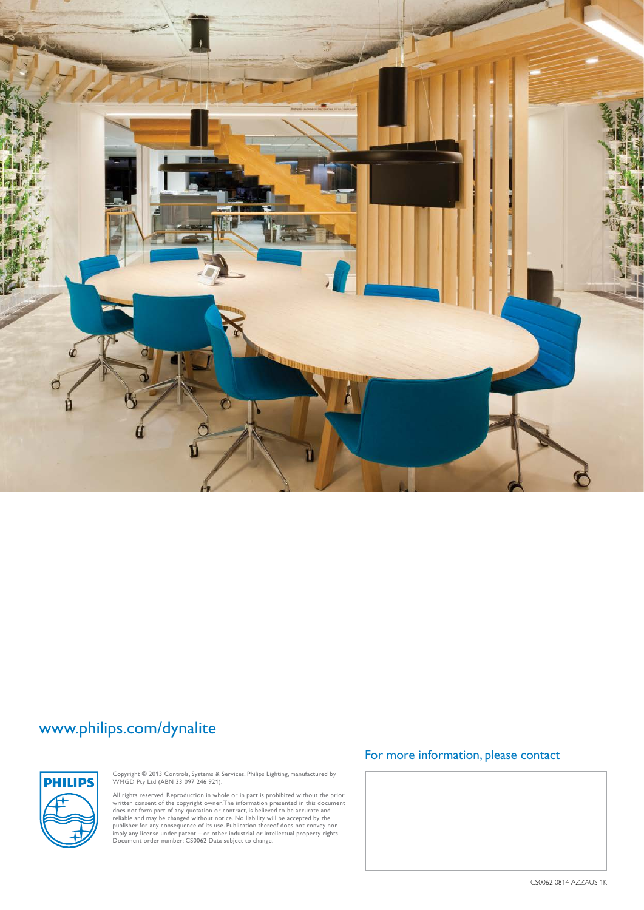www.philips.com/dynalite

PHILIPS

Copyright © 2013 Controls, Systems & Services, Philips Lighting, manufactured by WMGD Pty Ltd (ABN 33 097 246 921).

All rights reserved. Reproduction in whole or in part is prohibited without the prior written consent of the copyright owner. The information presented in this document does not form part of any quotation or contract, is believed to be accurate and reliable and may be changed without notice. No liability will be accepted by the publisher for any consequence of its use. Publication thereof does not convey nor imply any license under patent – or other industrial or intellectual property rights. Document order number: CS0062 Data subject to change.

For more information, please contact

CS0062-0814-AZZAUS-1K